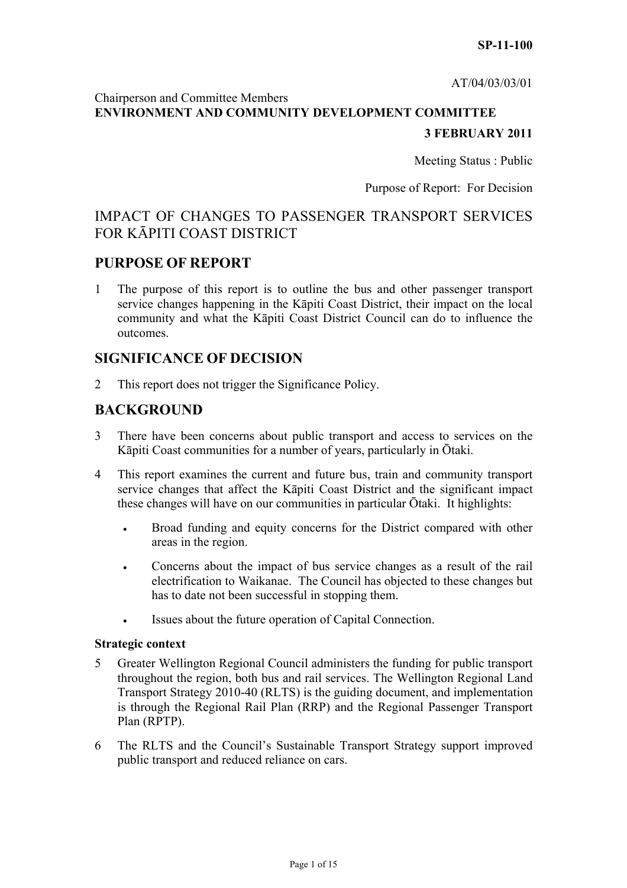**SP-11-100**

AT/04/03/03/01

Chairperson and Committee Members
**ENVIRONMENT AND COMMUNITY DEVELOPMENT COMMITTEE**

**3 FEBRUARY 2011**

Meeting Status : Public

Purpose of Report: For Decision

# IMPACT OF CHANGES TO PASSENGER TRANSPORT SERVICES FOR KĀPITI COAST DISTRICT

## PURPOSE OF REPORT

1 The purpose of this report is to outline the bus and other passenger transport service changes happening in the Kāpiti Coast District, their impact on the local community and what the Kāpiti Coast District Council can do to influence the outcomes.

## SIGNIFICANCE OF DECISION

2 This report does not trigger the Significance Policy.

## BACKGROUND

3 There have been concerns about public transport and access to services on the Kāpiti Coast communities for a number of years, particularly in Ōtaki.

4 This report examines the current and future bus, train and community transport service changes that affect the Kāpiti Coast District and the significant impact these changes will have on our communities in particular Ōtaki. It highlights:

- Broad funding and equity concerns for the District compared with other areas in the region.
- Concerns about the impact of bus service changes as a result of the rail electrification to Waikanae. The Council has objected to these changes but has to date not been successful in stopping them.
- Issues about the future operation of Capital Connection.

**Strategic context**

5 Greater Wellington Regional Council administers the funding for public transport throughout the region, both bus and rail services. The Wellington Regional Land Transport Strategy 2010-40 (RLTS) is the guiding document, and implementation is through the Regional Rail Plan (RRP) and the Regional Passenger Transport Plan (RPTP).

6 The RLTS and the Council's Sustainable Transport Strategy support improved public transport and reduced reliance on cars.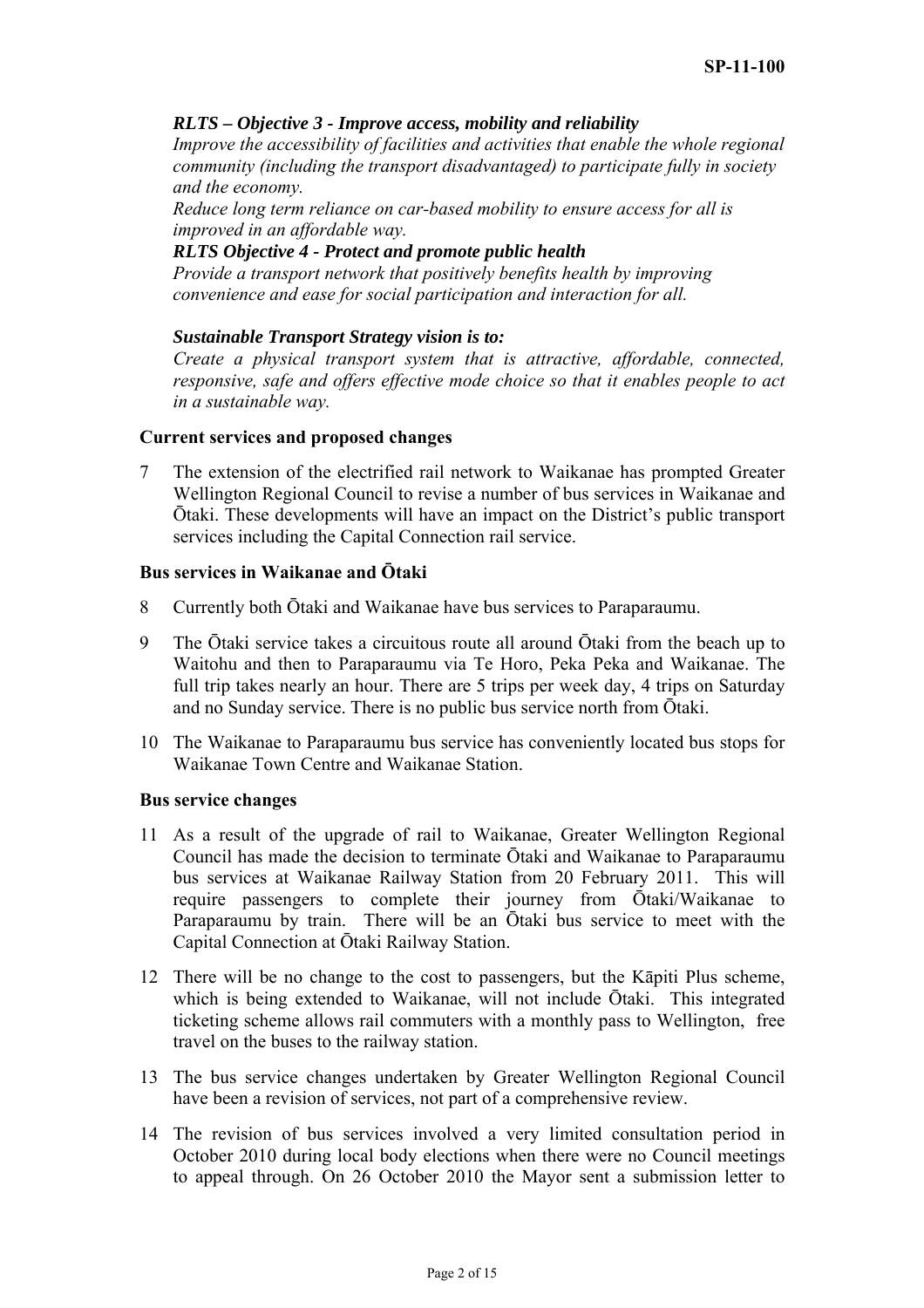*RLTS – Objective 3 - Improve access, mobility and reliability*

*Improve the accessibility of facilities and activities that enable the whole regional community (including the transport disadvantaged) to participate fully in society and the economy.*

*Reduce long term reliance on car-based mobility to ensure access for all is improved in an affordable way.*

***RLTS Objective 4 - Protect and promote public health***

*Provide a transport network that positively benefits health by improving convenience and ease for social participation and interaction for all.*

***Sustainable Transport Strategy vision is to:***

*Create a physical transport system that is attractive, affordable, connected, responsive, safe and offers effective mode choice so that it enables people to act in a sustainable way.*

**Current services and proposed changes**

7 The extension of the electrified rail network to Waikanae has prompted Greater Wellington Regional Council to revise a number of bus services in Waikanae and Ōtaki. These developments will have an impact on the District's public transport services including the Capital Connection rail service.

**Bus services in Waikanae and Ōtaki**

8 Currently both Ōtaki and Waikanae have bus services to Paraparaumu.

9 The Ōtaki service takes a circuitous route all around Ōtaki from the beach up to Waitohu and then to Paraparaumu via Te Horo, Peka Peka and Waikanae. The full trip takes nearly an hour. There are 5 trips per week day, 4 trips on Saturday and no Sunday service. There is no public bus service north from Ōtaki.

10 The Waikanae to Paraparaumu bus service has conveniently located bus stops for Waikanae Town Centre and Waikanae Station.

**Bus service changes**

11 As a result of the upgrade of rail to Waikanae, Greater Wellington Regional Council has made the decision to terminate Ōtaki and Waikanae to Paraparaumu bus services at Waikanae Railway Station from 20 February 2011. This will require passengers to complete their journey from Ōtaki/Waikanae to Paraparaumu by train. There will be an Ōtaki bus service to meet with the Capital Connection at Ōtaki Railway Station.

12 There will be no change to the cost to passengers, but the Kāpiti Plus scheme, which is being extended to Waikanae, will not include Ōtaki. This integrated ticketing scheme allows rail commuters with a monthly pass to Wellington, free travel on the buses to the railway station.

13 The bus service changes undertaken by Greater Wellington Regional Council have been a revision of services, not part of a comprehensive review.

14 The revision of bus services involved a very limited consultation period in October 2010 during local body elections when there were no Council meetings to appeal through. On 26 October 2010 the Mayor sent a submission letter to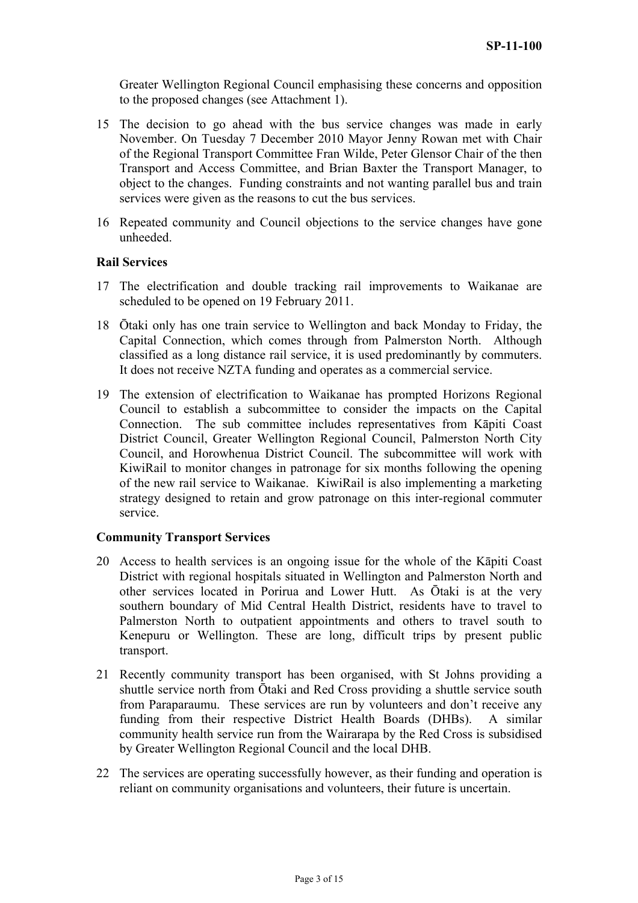Greater Wellington Regional Council emphasising these concerns and opposition to the proposed changes (see Attachment 1).

15 The decision to go ahead with the bus service changes was made in early November. On Tuesday 7 December 2010 Mayor Jenny Rowan met with Chair of the Regional Transport Committee Fran Wilde, Peter Glensor Chair of the then Transport and Access Committee, and Brian Baxter the Transport Manager, to object to the changes. Funding constraints and not wanting parallel bus and train services were given as the reasons to cut the bus services.

16 Repeated community and Council objections to the service changes have gone unheeded.

**Rail Services**

17 The electrification and double tracking rail improvements to Waikanae are scheduled to be opened on 19 February 2011.

18 Ōtaki only has one train service to Wellington and back Monday to Friday, the Capital Connection, which comes through from Palmerston North. Although classified as a long distance rail service, it is used predominantly by commuters. It does not receive NZTA funding and operates as a commercial service.

19 The extension of electrification to Waikanae has prompted Horizons Regional Council to establish a subcommittee to consider the impacts on the Capital Connection. The sub committee includes representatives from Kāpiti Coast District Council, Greater Wellington Regional Council, Palmerston North City Council, and Horowhenua District Council. The subcommittee will work with KiwiRail to monitor changes in patronage for six months following the opening of the new rail service to Waikanae. KiwiRail is also implementing a marketing strategy designed to retain and grow patronage on this inter-regional commuter service.

**Community Transport Services**

20 Access to health services is an ongoing issue for the whole of the Kāpiti Coast District with regional hospitals situated in Wellington and Palmerston North and other services located in Porirua and Lower Hutt. As Ōtaki is at the very southern boundary of Mid Central Health District, residents have to travel to Palmerston North to outpatient appointments and others to travel south to Kenepuru or Wellington. These are long, difficult trips by present public transport.

21 Recently community transport has been organised, with St Johns providing a shuttle service north from Ōtaki and Red Cross providing a shuttle service south from Paraparaumu. These services are run by volunteers and don't receive any funding from their respective District Health Boards (DHBs). A similar community health service run from the Wairarapa by the Red Cross is subsidised by Greater Wellington Regional Council and the local DHB.

22 The services are operating successfully however, as their funding and operation is reliant on community organisations and volunteers, their future is uncertain.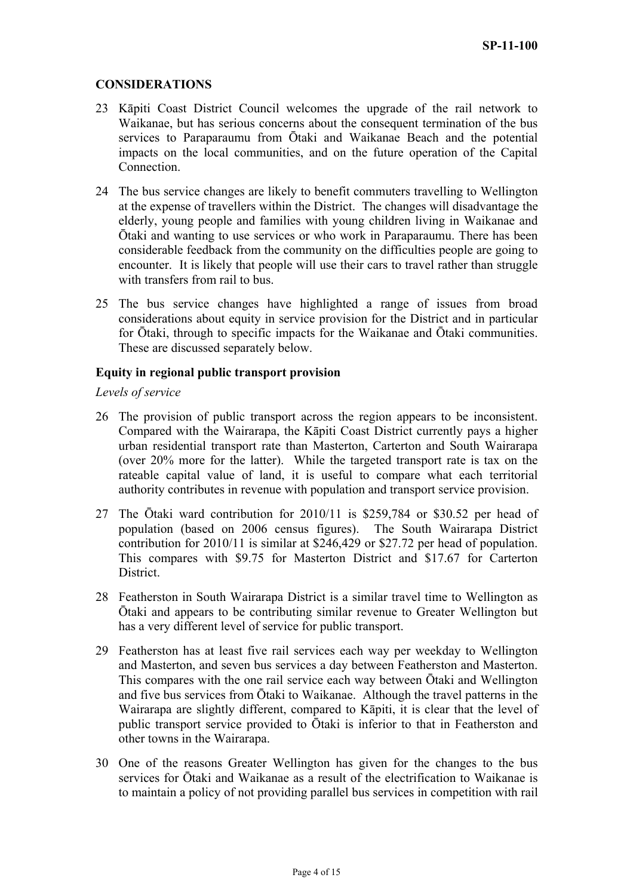## CONSIDERATIONS

23 Kāpiti Coast District Council welcomes the upgrade of the rail network to Waikanae, but has serious concerns about the consequent termination of the bus services to Paraparaumu from Ōtaki and Waikanae Beach and the potential impacts on the local communities, and on the future operation of the Capital Connection.

24 The bus service changes are likely to benefit commuters travelling to Wellington at the expense of travellers within the District. The changes will disadvantage the elderly, young people and families with young children living in Waikanae and Ōtaki and wanting to use services or who work in Paraparaumu. There has been considerable feedback from the community on the difficulties people are going to encounter. It is likely that people will use their cars to travel rather than struggle with transfers from rail to bus.

25 The bus service changes have highlighted a range of issues from broad considerations about equity in service provision for the District and in particular for Ōtaki, through to specific impacts for the Waikanae and Ōtaki communities. These are discussed separately below.

### Equity in regional public transport provision

*Levels of service*

26 The provision of public transport across the region appears to be inconsistent. Compared with the Wairarapa, the Kāpiti Coast District currently pays a higher urban residential transport rate than Masterton, Carterton and South Wairarapa (over 20% more for the latter). While the targeted transport rate is tax on the rateable capital value of land, it is useful to compare what each territorial authority contributes in revenue with population and transport service provision.

27 The Ōtaki ward contribution for 2010/11 is $259,784 or $30.52 per head of population (based on 2006 census figures). The South Wairarapa District contribution for 2010/11 is similar at $246,429 or $27.72 per head of population. This compares with $9.75 for Masterton District and $17.67 for Carterton District.

28 Featherston in South Wairarapa District is a similar travel time to Wellington as Ōtaki and appears to be contributing similar revenue to Greater Wellington but has a very different level of service for public transport.

29 Featherston has at least five rail services each way per weekday to Wellington and Masterton, and seven bus services a day between Featherston and Masterton. This compares with the one rail service each way between Ōtaki and Wellington and five bus services from Ōtaki to Waikanae. Although the travel patterns in the Wairarapa are slightly different, compared to Kāpiti, it is clear that the level of public transport service provided to Ōtaki is inferior to that in Featherston and other towns in the Wairarapa.

30 One of the reasons Greater Wellington has given for the changes to the bus services for Ōtaki and Waikanae as a result of the electrification to Waikanae is to maintain a policy of not providing parallel bus services in competition with rail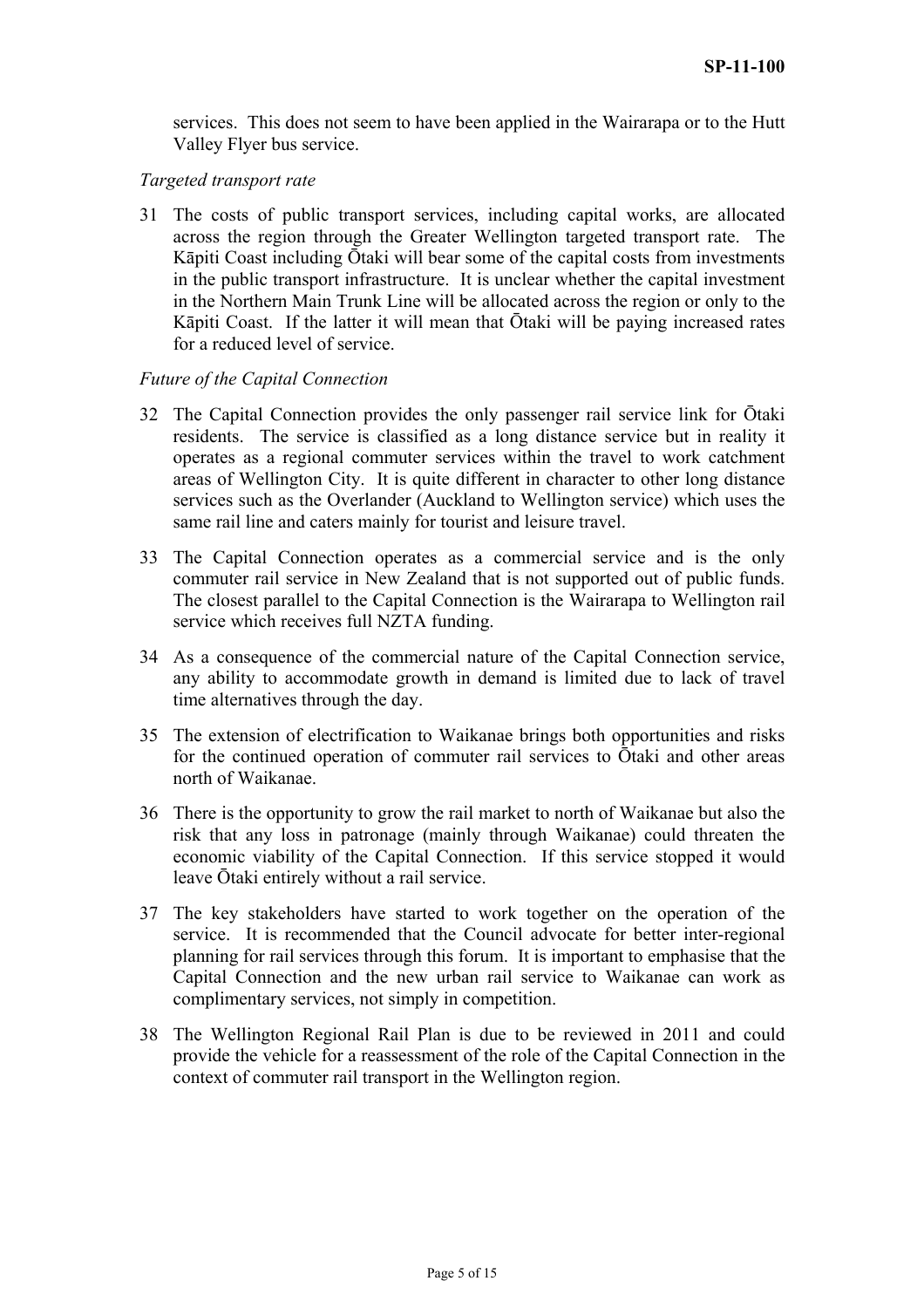services. This does not seem to have been applied in the Wairarapa or to the Hutt Valley Flyer bus service.

*Targeted transport rate*

31 The costs of public transport services, including capital works, are allocated across the region through the Greater Wellington targeted transport rate. The Kāpiti Coast including Ōtaki will bear some of the capital costs from investments in the public transport infrastructure. It is unclear whether the capital investment in the Northern Main Trunk Line will be allocated across the region or only to the Kāpiti Coast. If the latter it will mean that Ōtaki will be paying increased rates for a reduced level of service.

*Future of the Capital Connection*

32 The Capital Connection provides the only passenger rail service link for Ōtaki residents. The service is classified as a long distance service but in reality it operates as a regional commuter services within the travel to work catchment areas of Wellington City. It is quite different in character to other long distance services such as the Overlander (Auckland to Wellington service) which uses the same rail line and caters mainly for tourist and leisure travel.

33 The Capital Connection operates as a commercial service and is the only commuter rail service in New Zealand that is not supported out of public funds. The closest parallel to the Capital Connection is the Wairarapa to Wellington rail service which receives full NZTA funding.

34 As a consequence of the commercial nature of the Capital Connection service, any ability to accommodate growth in demand is limited due to lack of travel time alternatives through the day.

35 The extension of electrification to Waikanae brings both opportunities and risks for the continued operation of commuter rail services to Ōtaki and other areas north of Waikanae.

36 There is the opportunity to grow the rail market to north of Waikanae but also the risk that any loss in patronage (mainly through Waikanae) could threaten the economic viability of the Capital Connection. If this service stopped it would leave Ōtaki entirely without a rail service.

37 The key stakeholders have started to work together on the operation of the service. It is recommended that the Council advocate for better inter-regional planning for rail services through this forum. It is important to emphasise that the Capital Connection and the new urban rail service to Waikanae can work as complimentary services, not simply in competition.

38 The Wellington Regional Rail Plan is due to be reviewed in 2011 and could provide the vehicle for a reassessment of the role of the Capital Connection in the context of commuter rail transport in the Wellington region.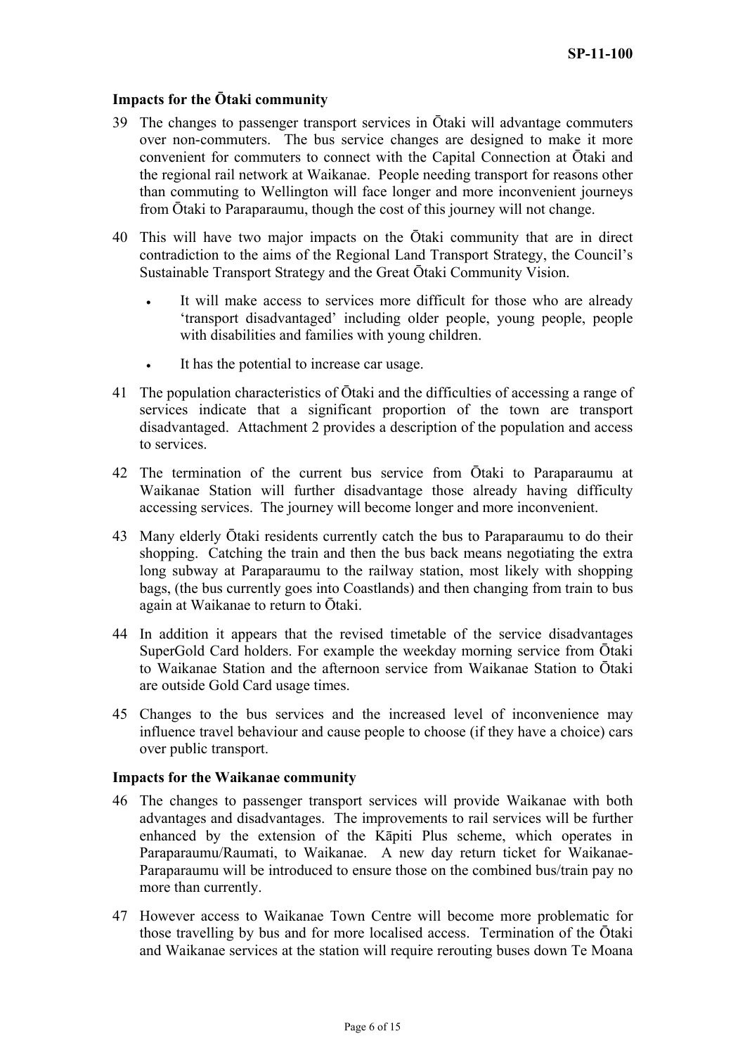**Impacts for the Ōtaki community**

39 The changes to passenger transport services in Ōtaki will advantage commuters over non-commuters. The bus service changes are designed to make it more convenient for commuters to connect with the Capital Connection at Ōtaki and the regional rail network at Waikanae. People needing transport for reasons other than commuting to Wellington will face longer and more inconvenient journeys from Ōtaki to Paraparaumu, though the cost of this journey will not change.

40 This will have two major impacts on the Ōtaki community that are in direct contradiction to the aims of the Regional Land Transport Strategy, the Council's Sustainable Transport Strategy and the Great Ōtaki Community Vision.

- It will make access to services more difficult for those who are already 'transport disadvantaged' including older people, young people, people with disabilities and families with young children.
- It has the potential to increase car usage.

41 The population characteristics of Ōtaki and the difficulties of accessing a range of services indicate that a significant proportion of the town are transport disadvantaged. Attachment 2 provides a description of the population and access to services.

42 The termination of the current bus service from Ōtaki to Paraparaumu at Waikanae Station will further disadvantage those already having difficulty accessing services. The journey will become longer and more inconvenient.

43 Many elderly Ōtaki residents currently catch the bus to Paraparaumu to do their shopping. Catching the train and then the bus back means negotiating the extra long subway at Paraparaumu to the railway station, most likely with shopping bags, (the bus currently goes into Coastlands) and then changing from train to bus again at Waikanae to return to Ōtaki.

44 In addition it appears that the revised timetable of the service disadvantages SuperGold Card holders. For example the weekday morning service from Ōtaki to Waikanae Station and the afternoon service from Waikanae Station to Ōtaki are outside Gold Card usage times.

45 Changes to the bus services and the increased level of inconvenience may influence travel behaviour and cause people to choose (if they have a choice) cars over public transport.

**Impacts for the Waikanae community**

46 The changes to passenger transport services will provide Waikanae with both advantages and disadvantages. The improvements to rail services will be further enhanced by the extension of the Kāpiti Plus scheme, which operates in Paraparaumu/Raumati, to Waikanae. A new day return ticket for Waikanae-Paraparaumu will be introduced to ensure those on the combined bus/train pay no more than currently.

47 However access to Waikanae Town Centre will become more problematic for those travelling by bus and for more localised access. Termination of the Ōtaki and Waikanae services at the station will require rerouting buses down Te Moana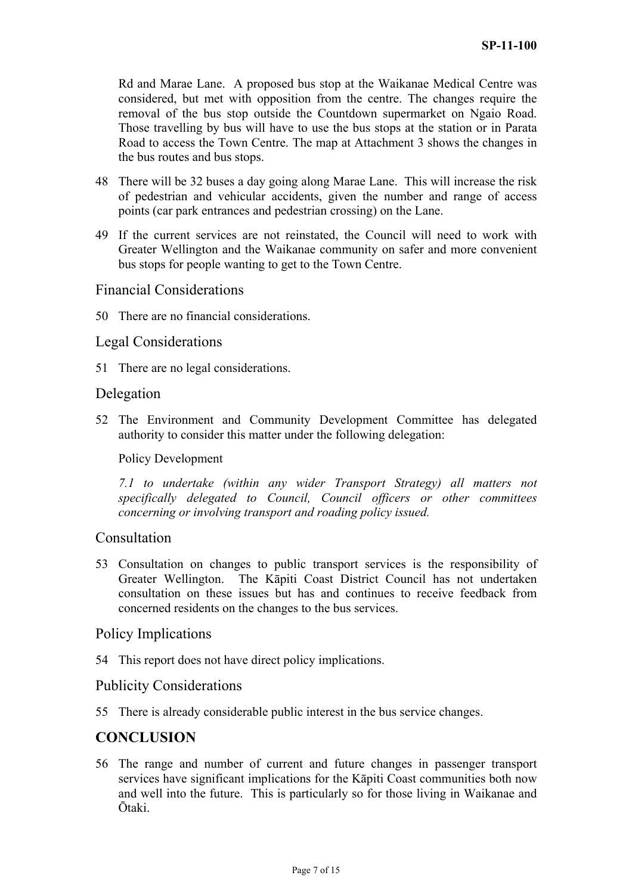Rd and Marae Lane. A proposed bus stop at the Waikanae Medical Centre was considered, but met with opposition from the centre. The changes require the removal of the bus stop outside the Countdown supermarket on Ngaio Road. Those travelling by bus will have to use the bus stops at the station or in Parata Road to access the Town Centre. The map at Attachment 3 shows the changes in the bus routes and bus stops.

48 There will be 32 buses a day going along Marae Lane. This will increase the risk of pedestrian and vehicular accidents, given the number and range of access points (car park entrances and pedestrian crossing) on the Lane.

49 If the current services are not reinstated, the Council will need to work with Greater Wellington and the Waikanae community on safer and more convenient bus stops for people wanting to get to the Town Centre.

## Financial Considerations

50 There are no financial considerations.

## Legal Considerations

51 There are no legal considerations.

## Delegation

52 The Environment and Community Development Committee has delegated authority to consider this matter under the following delegation:

Policy Development

*7.1 to undertake (within any wider Transport Strategy) all matters not specifically delegated to Council, Council officers or other committees concerning or involving transport and roading policy issued.*

## Consultation

53 Consultation on changes to public transport services is the responsibility of Greater Wellington. The Kāpiti Coast District Council has not undertaken consultation on these issues but has and continues to receive feedback from concerned residents on the changes to the bus services.

## Policy Implications

54 This report does not have direct policy implications.

## Publicity Considerations

55 There is already considerable public interest in the bus service changes.

## CONCLUSION

56 The range and number of current and future changes in passenger transport services have significant implications for the Kāpiti Coast communities both now and well into the future. This is particularly so for those living in Waikanae and Ōtaki.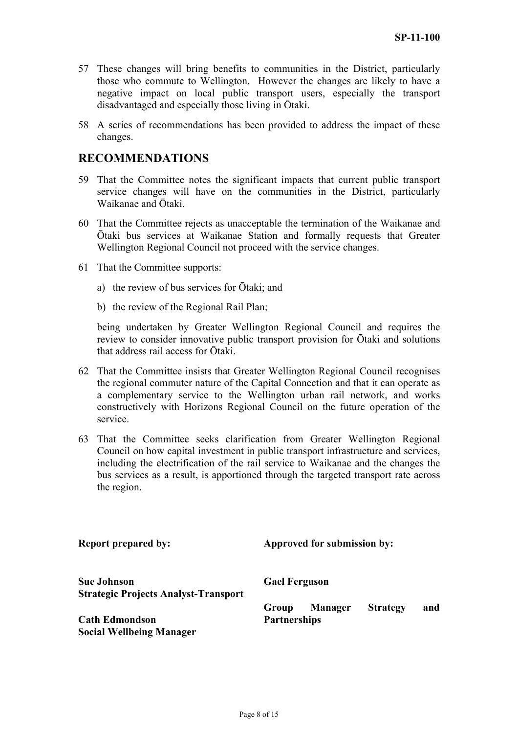57 These changes will bring benefits to communities in the District, particularly those who commute to Wellington. However the changes are likely to have a negative impact on local public transport users, especially the transport disadvantaged and especially those living in Ōtaki.

58 A series of recommendations has been provided to address the impact of these changes.

## RECOMMENDATIONS

59 That the Committee notes the significant impacts that current public transport service changes will have on the communities in the District, particularly Waikanae and Ōtaki.

60 That the Committee rejects as unacceptable the termination of the Waikanae and Ōtaki bus services at Waikanae Station and formally requests that Greater Wellington Regional Council not proceed with the service changes.

61 That the Committee supports:

a) the review of bus services for Ōtaki; and

b) the review of the Regional Rail Plan;

being undertaken by Greater Wellington Regional Council and requires the review to consider innovative public transport provision for Ōtaki and solutions that address rail access for Ōtaki.

62 That the Committee insists that Greater Wellington Regional Council recognises the regional commuter nature of the Capital Connection and that it can operate as a complementary service to the Wellington urban rail network, and works constructively with Horizons Regional Council on the future operation of the service.

63 That the Committee seeks clarification from Greater Wellington Regional Council on how capital investment in public transport infrastructure and services, including the electrification of the rail service to Waikanae and the changes the bus services as a result, is apportioned through the targeted transport rate across the region.

| **Report prepared by:** | **Approved for submission by:** |
|---|---|
| **Sue Johnson**<br>**Strategic Projects Analyst-Transport** | **Gael Ferguson** |
| **Cath Edmondson**<br>**Social Wellbeing Manager** | **Group Manager Strategy and Partnerships** |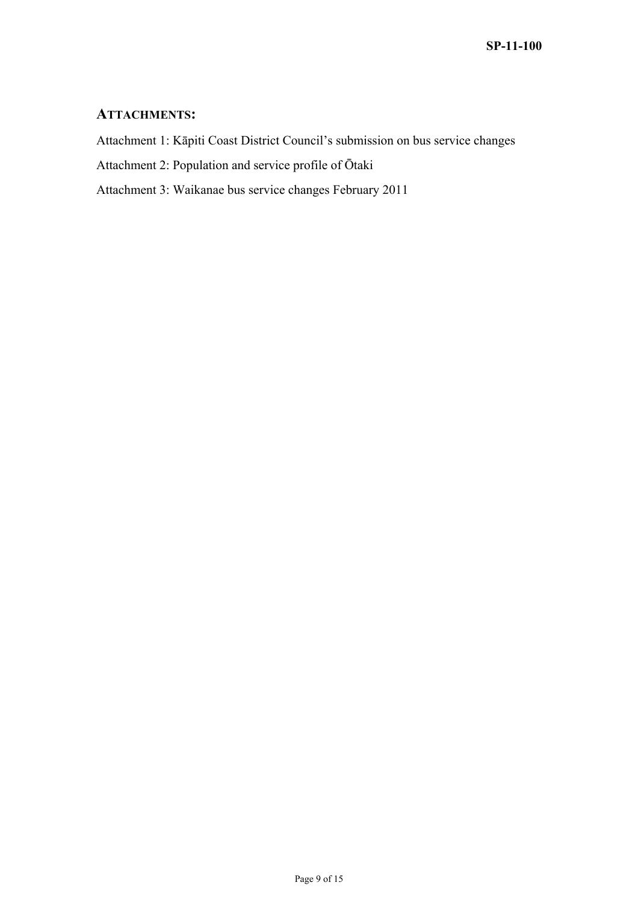## ATTACHMENTS:

Attachment 1: Kāpiti Coast District Council's submission on bus service changes

Attachment 2: Population and service profile of Ōtaki

Attachment 3: Waikanae bus service changes February 2011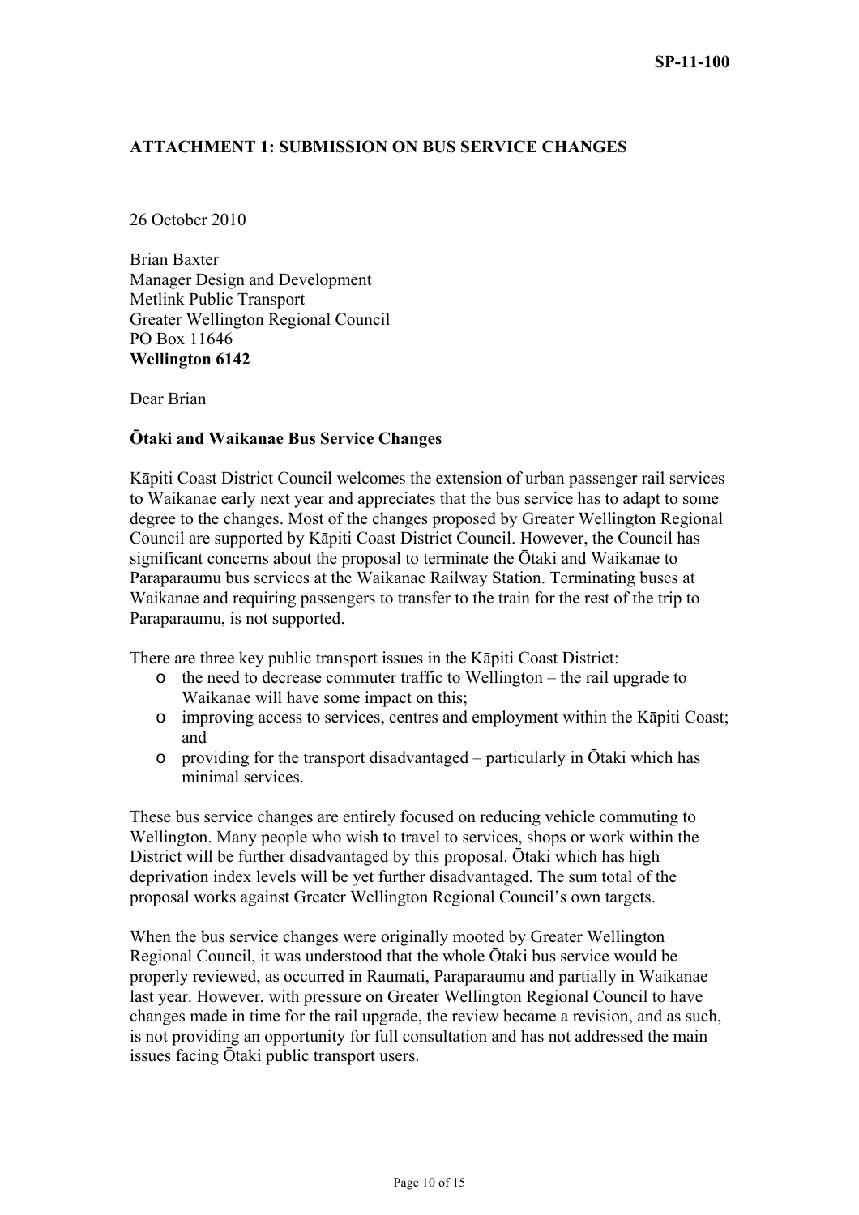**SP-11-100**

## ATTACHMENT 1: SUBMISSION ON BUS SERVICE CHANGES

26 October 2010

Brian Baxter
Manager Design and Development
Metlink Public Transport
Greater Wellington Regional Council
PO Box 11646
**Wellington 6142**

Dear Brian

**Ōtaki and Waikanae Bus Service Changes**

Kāpiti Coast District Council welcomes the extension of urban passenger rail services to Waikanae early next year and appreciates that the bus service has to adapt to some degree to the changes. Most of the changes proposed by Greater Wellington Regional Council are supported by Kāpiti Coast District Council. However, the Council has significant concerns about the proposal to terminate the Ōtaki and Waikanae to Paraparaumu bus services at the Waikanae Railway Station. Terminating buses at Waikanae and requiring passengers to transfer to the train for the rest of the trip to Paraparaumu, is not supported.

There are three key public transport issues in the Kāpiti Coast District:

- the need to decrease commuter traffic to Wellington – the rail upgrade to Waikanae will have some impact on this;
- improving access to services, centres and employment within the Kāpiti Coast; and
- providing for the transport disadvantaged – particularly in Ōtaki which has minimal services.

These bus service changes are entirely focused on reducing vehicle commuting to Wellington. Many people who wish to travel to services, shops or work within the District will be further disadvantaged by this proposal. Ōtaki which has high deprivation index levels will be yet further disadvantaged. The sum total of the proposal works against Greater Wellington Regional Council's own targets.

When the bus service changes were originally mooted by Greater Wellington Regional Council, it was understood that the whole Ōtaki bus service would be properly reviewed, as occurred in Raumati, Paraparaumu and partially in Waikanae last year. However, with pressure on Greater Wellington Regional Council to have changes made in time for the rail upgrade, the review became a revision, and as such, is not providing an opportunity for full consultation and has not addressed the main issues facing Ōtaki public transport users.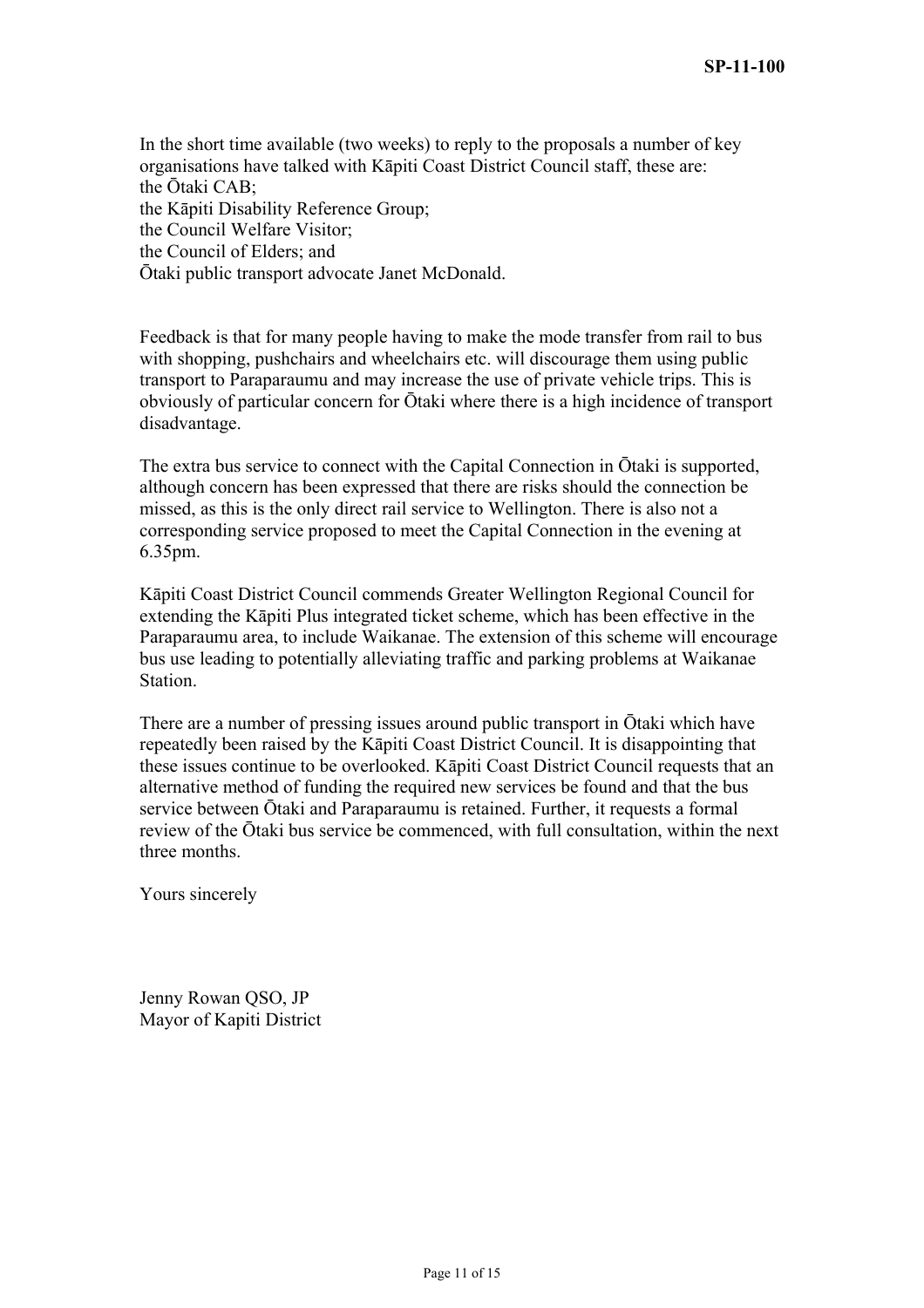In the short time available (two weeks) to reply to the proposals a number of key organisations have talked with Kāpiti Coast District Council staff, these are:
the Ōtaki CAB;
the Kāpiti Disability Reference Group;
the Council Welfare Visitor;
the Council of Elders; and
Ōtaki public transport advocate Janet McDonald.

Feedback is that for many people having to make the mode transfer from rail to bus with shopping, pushchairs and wheelchairs etc. will discourage them using public transport to Paraparaumu and may increase the use of private vehicle trips. This is obviously of particular concern for Ōtaki where there is a high incidence of transport disadvantage.

The extra bus service to connect with the Capital Connection in Ōtaki is supported, although concern has been expressed that there are risks should the connection be missed, as this is the only direct rail service to Wellington. There is also not a corresponding service proposed to meet the Capital Connection in the evening at 6.35pm.

Kāpiti Coast District Council commends Greater Wellington Regional Council for extending the Kāpiti Plus integrated ticket scheme, which has been effective in the Paraparaumu area, to include Waikanae. The extension of this scheme will encourage bus use leading to potentially alleviating traffic and parking problems at Waikanae Station.

There are a number of pressing issues around public transport in Ōtaki which have repeatedly been raised by the Kāpiti Coast District Council. It is disappointing that these issues continue to be overlooked. Kāpiti Coast District Council requests that an alternative method of funding the required new services be found and that the bus service between Ōtaki and Paraparaumu is retained. Further, it requests a formal review of the Ōtaki bus service be commenced, with full consultation, within the next three months.

Yours sincerely

Jenny Rowan QSO, JP
Mayor of Kapiti District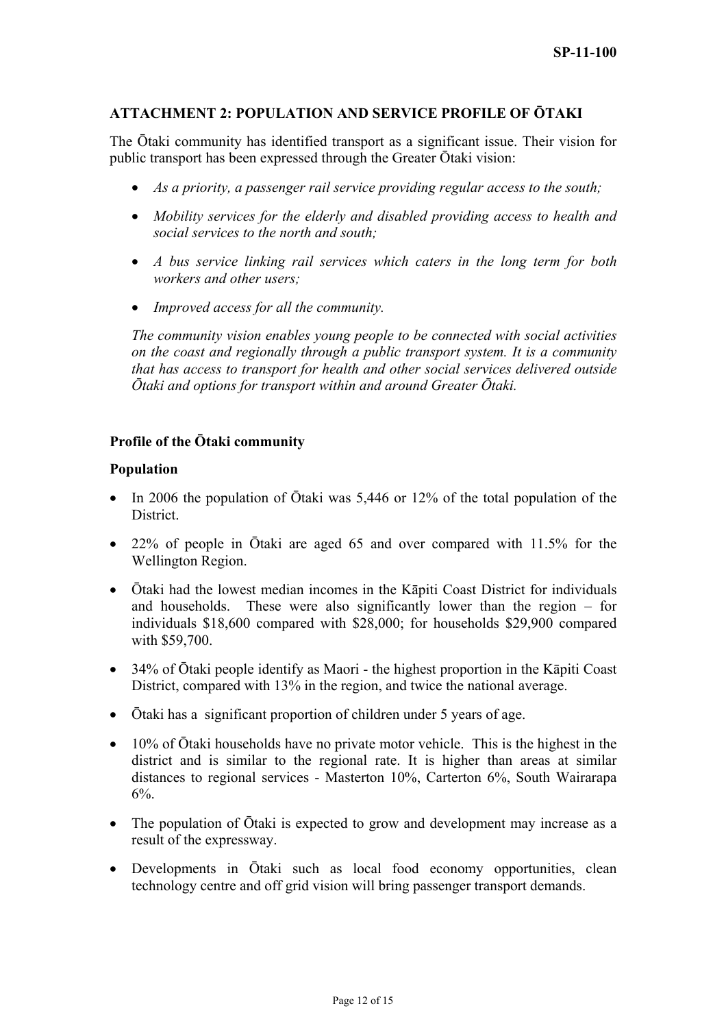## ATTACHMENT 2: POPULATION AND SERVICE PROFILE OF ŌTAKI

The Ōtaki community has identified transport as a significant issue. Their vision for public transport has been expressed through the Greater Ōtaki vision:

- *As a priority, a passenger rail service providing regular access to the south;*
- *Mobility services for the elderly and disabled providing access to health and social services to the north and south;*
- *A bus service linking rail services which caters in the long term for both workers and other users;*
- *Improved access for all the community.*

*The community vision enables young people to be connected with social activities on the coast and regionally through a public transport system. It is a community that has access to transport for health and other social services delivered outside Ōtaki and options for transport within and around Greater Ōtaki.*

### Profile of the Ōtaki community

#### Population

- In 2006 the population of Ōtaki was 5,446 or 12% of the total population of the District.
- 22% of people in Ōtaki are aged 65 and over compared with 11.5% for the Wellington Region.
- Ōtaki had the lowest median incomes in the Kāpiti Coast District for individuals and households. These were also significantly lower than the region – for individuals $18,600 compared with $28,000; for households $29,900 compared with $59,700.
- 34% of Ōtaki people identify as Maori - the highest proportion in the Kāpiti Coast District, compared with 13% in the region, and twice the national average.
- Ōtaki has a significant proportion of children under 5 years of age.
- 10% of Ōtaki households have no private motor vehicle. This is the highest in the district and is similar to the regional rate. It is higher than areas at similar distances to regional services - Masterton 10%, Carterton 6%, South Wairarapa 6%.
- The population of Ōtaki is expected to grow and development may increase as a result of the expressway.
- Developments in Ōtaki such as local food economy opportunities, clean technology centre and off grid vision will bring passenger transport demands.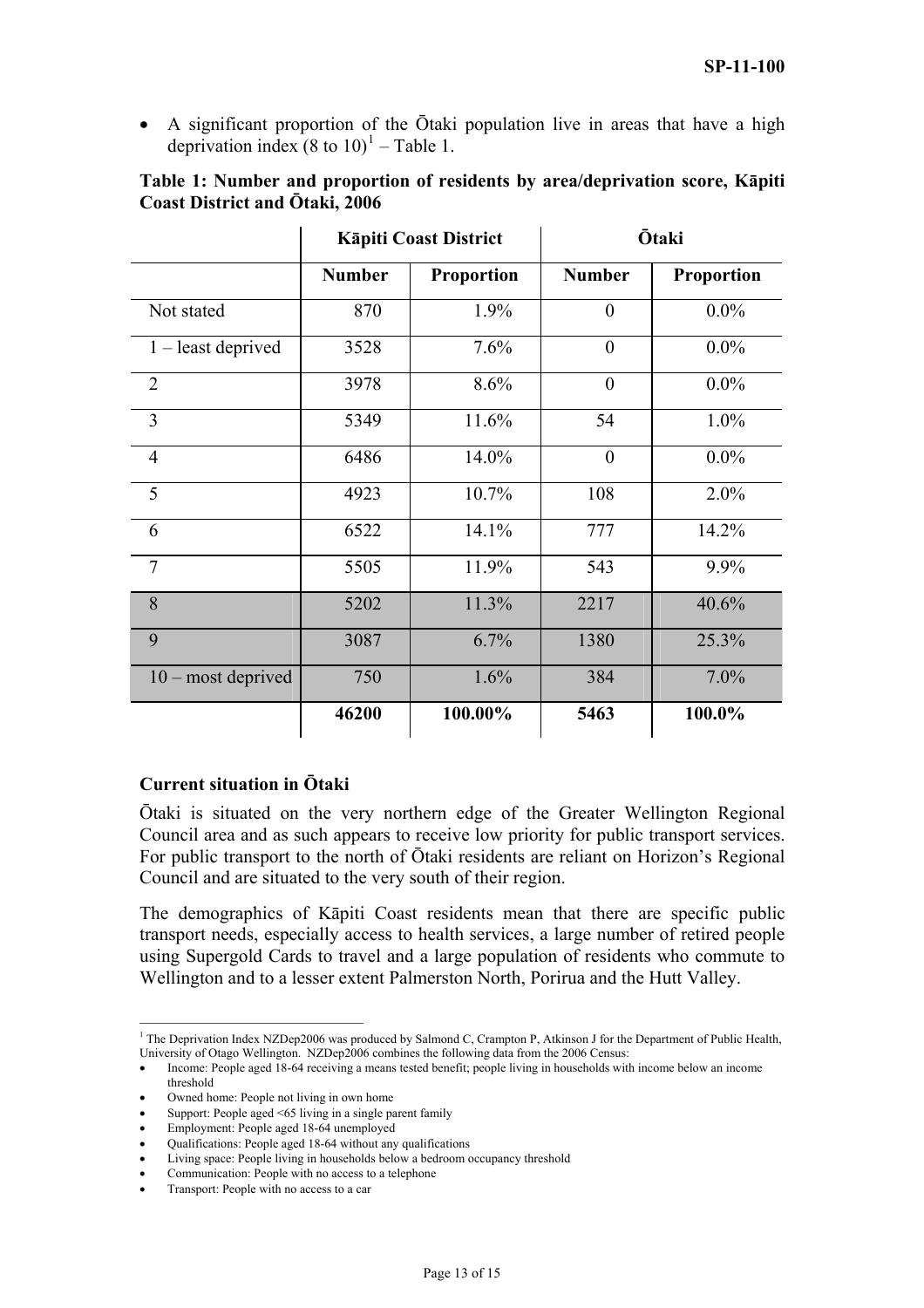- A significant proportion of the Ōtaki population live in areas that have a high deprivation index (8 to 10)[1] – Table 1.

**Table 1: Number and proportion of residents by area/deprivation score, Kāpiti Coast District and Ōtaki, 2006**

| | Kāpiti Coast District | | Ōtaki | |
|---|---|---|---|---|
| | **Number** | **Proportion** | **Number** | **Proportion** |
| Not stated | 870 | 1.9% | 0 | 0.0% |
| 1 – least deprived | 3528 | 7.6% | 0 | 0.0% |
| 2 | 3978 | 8.6% | 0 | 0.0% |
| 3 | 5349 | 11.6% | 54 | 1.0% |
| 4 | 6486 | 14.0% | 0 | 0.0% |
| 5 | 4923 | 10.7% | 108 | 2.0% |
| 6 | 6522 | 14.1% | 777 | 14.2% |
| 7 | 5505 | 11.9% | 543 | 9.9% |
| 8 | 5202 | 11.3% | 2217 | 40.6% |
| 9 | 3087 | 6.7% | 1380 | 25.3% |
| 10 – most deprived | 750 | 1.6% | 384 | 7.0% |
| | **46200** | **100.00%** | **5463** | **100.0%** |

**Current situation in Ōtaki**

Ōtaki is situated on the very northern edge of the Greater Wellington Regional Council area and as such appears to receive low priority for public transport services. For public transport to the north of Ōtaki residents are reliant on Horizon's Regional Council and are situated to the very south of their region.

The demographics of Kāpiti Coast residents mean that there are specific public transport needs, especially access to health services, a large number of retired people using Supergold Cards to travel and a large population of residents who commute to Wellington and to a lesser extent Palmerston North, Porirua and the Hutt Valley.

---

[1] The Deprivation Index NZDep2006 was produced by Salmond C, Crampton P, Atkinson J for the Department of Public Health, University of Otago Wellington. NZDep2006 combines the following data from the 2006 Census:

- Income: People aged 18-64 receiving a means tested benefit; people living in households with income below an income threshold
- Owned home: People not living in own home
- Support: People aged <65 living in a single parent family
- Employment: People aged 18-64 unemployed
- Qualifications: People aged 18-64 without any qualifications
- Living space: People living in households below a bedroom occupancy threshold
- Communication: People with no access to a telephone
- Transport: People with no access to a car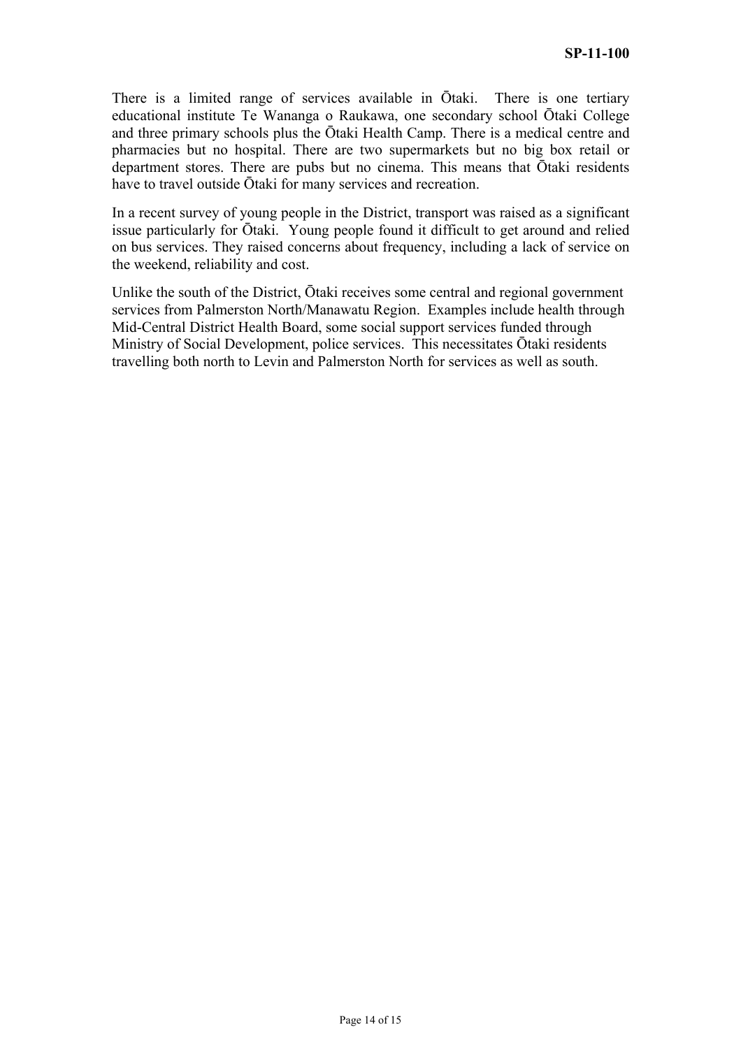There is a limited range of services available in Ōtaki. There is one tertiary educational institute Te Wananga o Raukawa, one secondary school Ōtaki College and three primary schools plus the Ōtaki Health Camp. There is a medical centre and pharmacies but no hospital. There are two supermarkets but no big box retail or department stores. There are pubs but no cinema. This means that Ōtaki residents have to travel outside Ōtaki for many services and recreation.

In a recent survey of young people in the District, transport was raised as a significant issue particularly for Ōtaki. Young people found it difficult to get around and relied on bus services. They raised concerns about frequency, including a lack of service on the weekend, reliability and cost.

Unlike the south of the District, Ōtaki receives some central and regional government services from Palmerston North/Manawatu Region. Examples include health through Mid-Central District Health Board, some social support services funded through Ministry of Social Development, police services. This necessitates Ōtaki residents travelling both north to Levin and Palmerston North for services as well as south.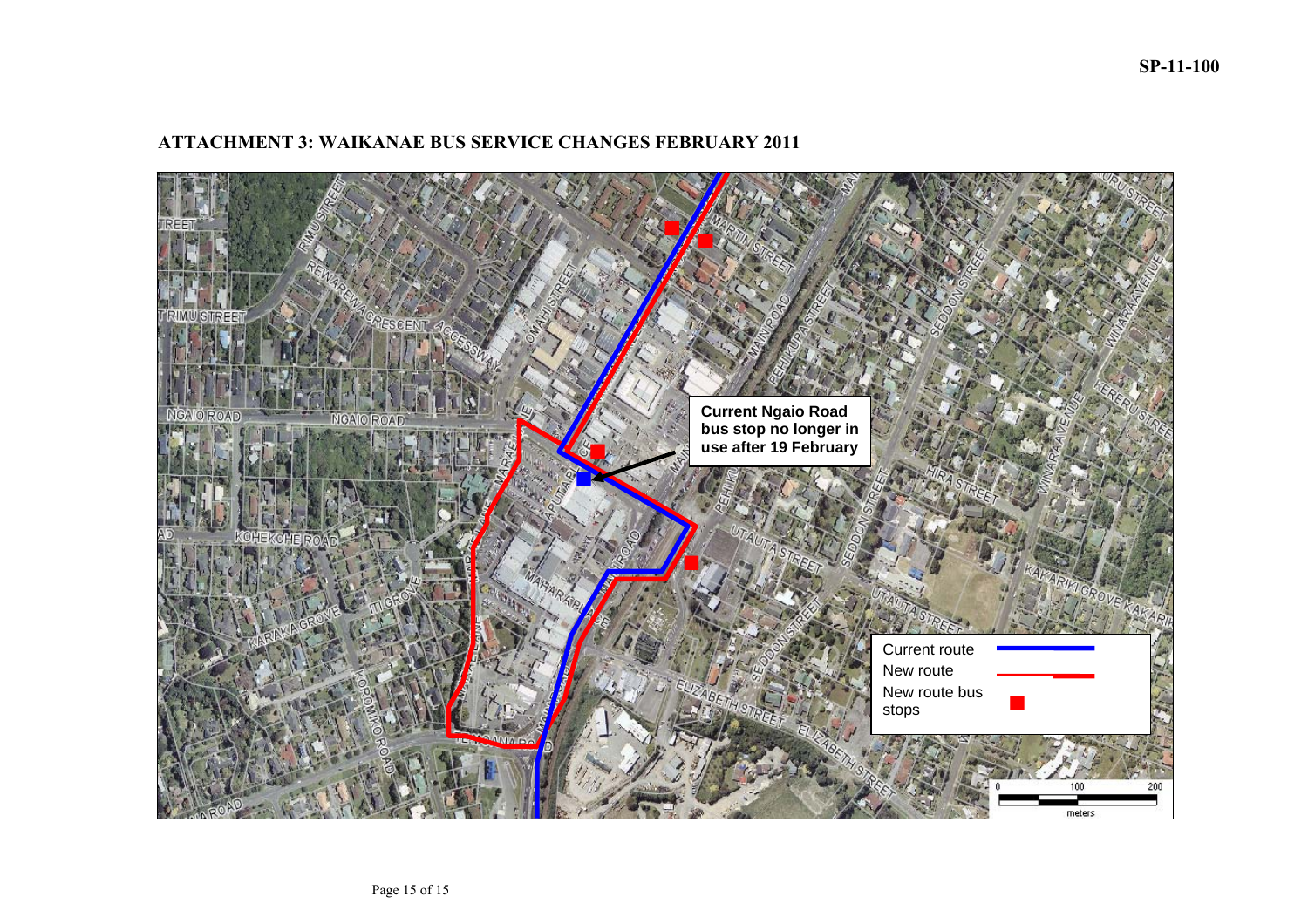# ATTACHMENT 3: WAIKANAE BUS SERVICE CHANGES FEBRUARY 2011

Current Ngaio Road bus stop no longer in use after 19 February

Current route

New route

New route bus stops

0 100 200

meters